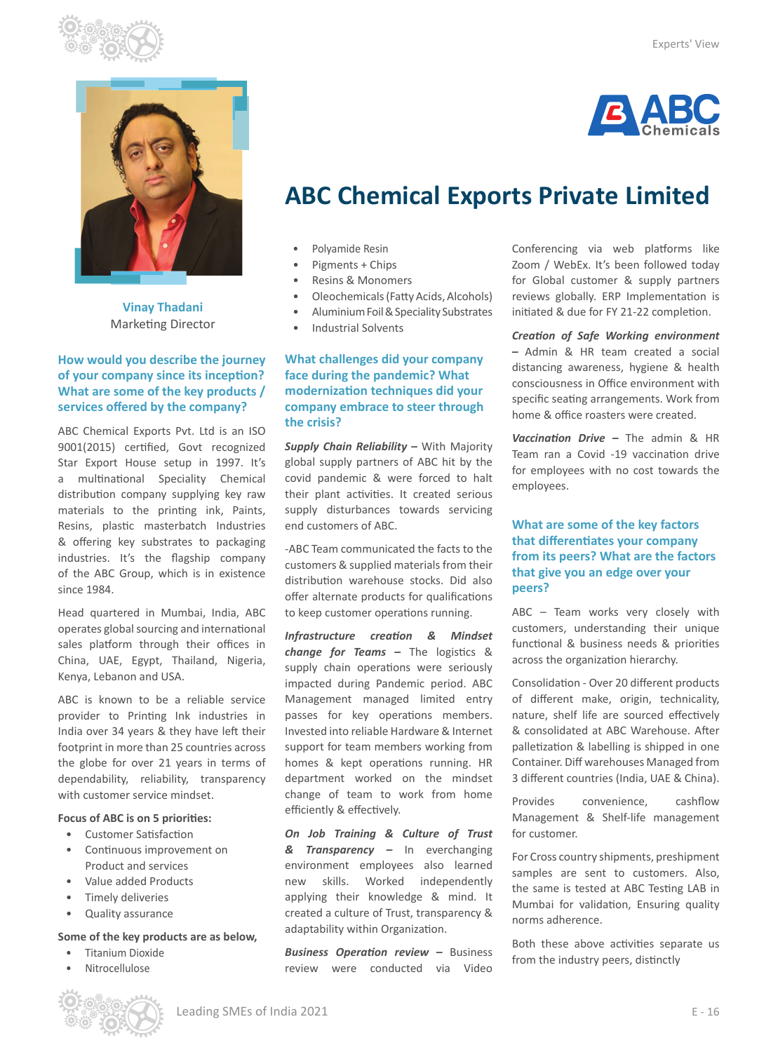# ABC Chemical Exports Private Limited

**Vinay Thadani**
Marketing Director

### How would you describe the journey of your company since its inception? What are some of the key products / services offered by the company?

ABC Chemical Exports Pvt. Ltd is an ISO 9001(2015) certified, Govt recognized Star Export House setup in 1997. It's a multinational Speciality Chemical distribution company supplying key raw materials to the printing ink, Paints, Resins, plastic masterbatch Industries & offering key substrates to packaging industries. It's the flagship company of the ABC Group, which is in existence since 1984.

Head quartered in Mumbai, India, ABC operates global sourcing and international sales platform through their offices in China, UAE, Egypt, Thailand, Nigeria, Kenya, Lebanon and USA.

ABC is known to be a reliable service provider to Printing Ink industries in India over 34 years & they have left their footprint in more than 25 countries across the globe for over 21 years in terms of dependability, reliability, transparency with customer service mindset.

**Focus of ABC is on 5 priorities:**

- Customer Satisfaction
- Continuous improvement on Product and services
- Value added Products
- Timely deliveries
- Quality assurance

**Some of the key products are as below,**

- Titanium Dioxide
- Nitrocellulose
- Polyamide Resin
- Pigments + Chips
- Resins & Monomers
- Oleochemicals (Fatty Acids, Alcohols)
- Aluminium Foil & Speciality Substrates
- Industrial Solvents

### What challenges did your company face during the pandemic? What modernization techniques did your company embrace to steer through the crisis?

***Supply Chain Reliability –*** With Majority global supply partners of ABC hit by the covid pandemic & were forced to halt their plant activities. It created serious supply disturbances towards servicing end customers of ABC.

-ABC Team communicated the facts to the customers & supplied materials from their distribution warehouse stocks. Did also offer alternate products for qualifications to keep customer operations running.

***Infrastructure creation & Mindset change for Teams –*** The logistics & supply chain operations were seriously impacted during Pandemic period. ABC Management managed limited entry passes for key operations members. Invested into reliable Hardware & Internet support for team members working from homes & kept operations running. HR department worked on the mindset change of team to work from home efficiently & effectively.

***On Job Training & Culture of Trust & Transparency –*** In everchanging environment employees also learned new skills. Worked independently applying their knowledge & mind. It created a culture of Trust, transparency & adaptability within Organization.

***Business Operation review –*** Business review were conducted via Video Conferencing via web platforms like Zoom / WebEx. It's been followed today for Global customer & supply partners reviews globally. ERP Implementation is initiated & due for FY 21-22 completion.

***Creation of Safe Working environment –*** Admin & HR team created a social distancing awareness, hygiene & health consciousness in Office environment with specific seating arrangements. Work from home & office roasters were created.

***Vaccination Drive –*** The admin & HR Team ran a Covid -19 vaccination drive for employees with no cost towards the employees.

### What are some of the key factors that differentiates your company from its peers? What are the factors that give you an edge over your peers?

ABC – Team works very closely with customers, understanding their unique functional & business needs & priorities across the organization hierarchy.

Consolidation - Over 20 different products of different make, origin, technicality, nature, shelf life are sourced effectively & consolidated at ABC Warehouse. After palletization & labelling is shipped in one Container. Diff warehouses Managed from 3 different countries (India, UAE & China).

Provides convenience, cashflow Management & Shelf-life management for customer.

For Cross country shipments, preshipment samples are sent to customers. Also, the same is tested at ABC Testing LAB in Mumbai for validation, Ensuring quality norms adherence.

Both these above activities separate us from the industry peers, distinctly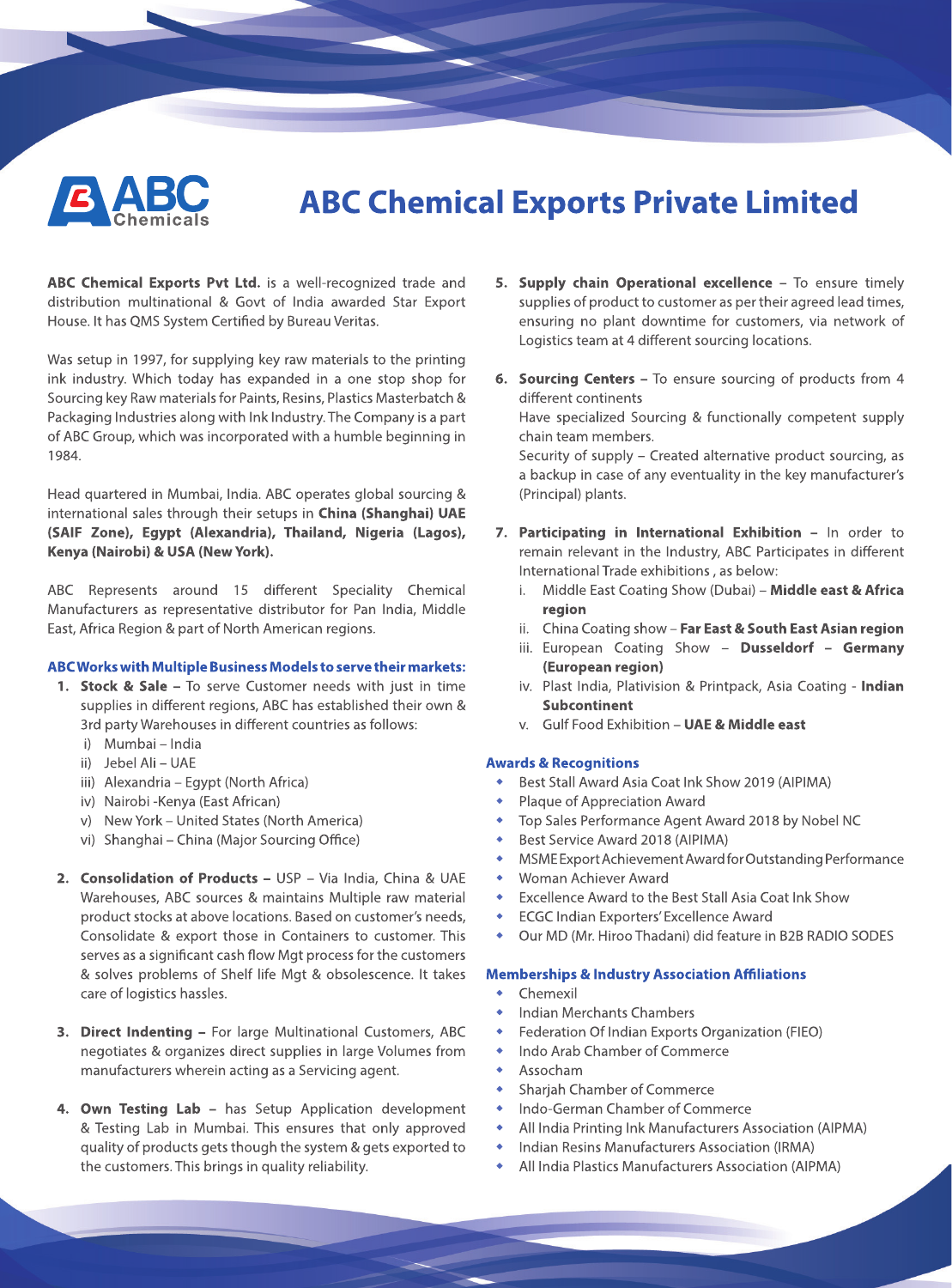# ABC Chemical Exports Private Limited

**ABC Chemical Exports Pvt Ltd.** is a well-recognized trade and distribution multinational & Govt of India awarded Star Export House. It has QMS System Certified by Bureau Veritas.

Was setup in 1997, for supplying key raw materials to the printing ink industry. Which today has expanded in a one stop shop for Sourcing key Raw materials for Paints, Resins, Plastics Masterbatch & Packaging Industries along with Ink Industry. The Company is a part of ABC Group, which was incorporated with a humble beginning in 1984.

Head quartered in Mumbai, India. ABC operates global sourcing & international sales through their setups in **China (Shanghai) UAE (SAIF Zone), Egypt (Alexandria), Thailand, Nigeria (Lagos), Kenya (Nairobi) & USA (New York).**

ABC Represents around 15 different Speciality Chemical Manufacturers as representative distributor for Pan India, Middle East, Africa Region & part of North American regions.

### ABC Works with Multiple Business Models to serve their markets:

1. **Stock & Sale –** To serve Customer needs with just in time supplies in different regions, ABC has established their own & 3rd party Warehouses in different countries as follows:
   i) Mumbai – India
   ii) Jebel Ali – UAE
   iii) Alexandria – Egypt (North Africa)
   iv) Nairobi -Kenya (East African)
   v) New York – United States (North America)
   vi) Shanghai – China (Major Sourcing Office)

2. **Consolidation of Products –** USP – Via India, China & UAE Warehouses, ABC sources & maintains Multiple raw material product stocks at above locations. Based on customer's needs, Consolidate & export those in Containers to customer. This serves as a significant cash flow Mgt process for the customers & solves problems of Shelf life Mgt & obsolescence. It takes care of logistics hassles.

3. **Direct Indenting –** For large Multinational Customers, ABC negotiates & organizes direct supplies in large Volumes from manufacturers wherein acting as a Servicing agent.

4. **Own Testing Lab –** has Setup Application development & Testing Lab in Mumbai. This ensures that only approved quality of products gets though the system & gets exported to the customers. This brings in quality reliability.

5. **Supply chain Operational excellence –** To ensure timely supplies of product to customer as per their agreed lead times, ensuring no plant downtime for customers, via network of Logistics team at 4 different sourcing locations.

6. **Sourcing Centers –** To ensure sourcing of products from 4 different continents
   Have specialized Sourcing & functionally competent supply chain team members.
   Security of supply – Created alternative product sourcing, as a backup in case of any eventuality in the key manufacturer's (Principal) plants.

7. **Participating in International Exhibition –** In order to remain relevant in the Industry, ABC Participates in different International Trade exhibitions , as below:
   i. Middle East Coating Show (Dubai) – **Middle east & Africa region**
   ii. China Coating show – **Far East & South East Asian region**
   iii. European Coating Show – **Dusseldorf – Germany (European region)**
   iv. Plast India, Plativision & Printpack, Asia Coating - **Indian Subcontinent**
   v. Gulf Food Exhibition – **UAE & Middle east**

### Awards & Recognitions

- Best Stall Award Asia Coat Ink Show 2019 (AIPIMA)
- Plaque of Appreciation Award
- Top Sales Performance Agent Award 2018 by Nobel NC
- Best Service Award 2018 (AIPIMA)
- MSME Export Achievement Award for Outstanding Performance
- Woman Achiever Award
- Excellence Award to the Best Stall Asia Coat Ink Show
- ECGC Indian Exporters' Excellence Award
- Our MD (Mr. Hiroo Thadani) did feature in B2B RADIO SODES

### Memberships & Industry Association Affiliations

- Chemexil
- Indian Merchants Chambers
- Federation Of Indian Exports Organization (FIEO)
- Indo Arab Chamber of Commerce
- Assocham
- Sharjah Chamber of Commerce
- Indo-German Chamber of Commerce
- All India Printing Ink Manufacturers Association (AIPMA)
- Indian Resins Manufacturers Association (IRMA)
- All India Plastics Manufacturers Association (AIPMA)